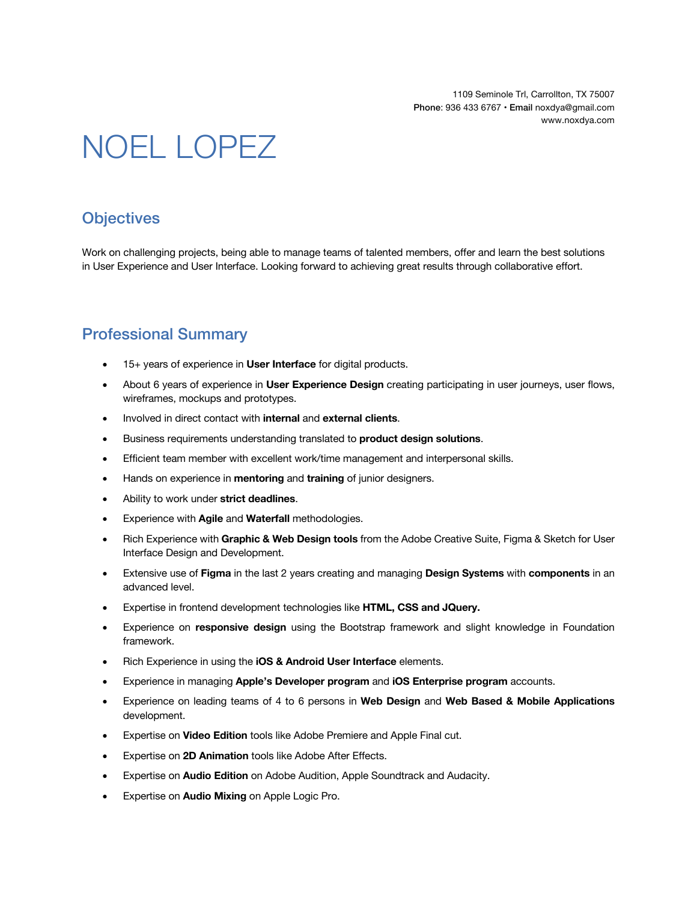1109 Seminole Trl, Carrollton, TX 75007
**Phone**: 936 433 6767 • **Email** noxdya@gmail.com
www.noxdya.com

# NOEL LOPEZ

## Objectives

Work on challenging projects, being able to manage teams of talented members, offer and learn the best solutions in User Experience and User Interface. Looking forward to achieving great results through collaborative effort.

## Professional Summary

- 15+ years of experience in **User Interface** for digital products.
- About 6 years of experience in **User Experience Design** creating participating in user journeys, user flows, wireframes, mockups and prototypes.
- Involved in direct contact with **internal** and **external clients**.
- Business requirements understanding translated to **product design solutions**.
- Efficient team member with excellent work/time management and interpersonal skills.
- Hands on experience in **mentoring** and **training** of junior designers.
- Ability to work under **strict deadlines**.
- Experience with **Agile** and **Waterfall** methodologies.
- Rich Experience with **Graphic & Web Design tools** from the Adobe Creative Suite, Figma & Sketch for User Interface Design and Development.
- Extensive use of **Figma** in the last 2 years creating and managing **Design Systems** with **components** in an advanced level.
- Expertise in frontend development technologies like **HTML, CSS and JQuery.**
- Experience on **responsive design** using the Bootstrap framework and slight knowledge in Foundation framework.
- Rich Experience in using the **iOS & Android User Interface** elements.
- Experience in managing **Apple's Developer program** and **iOS Enterprise program** accounts.
- Experience on leading teams of 4 to 6 persons in **Web Design** and **Web Based & Mobile Applications** development.
- Expertise on **Video Edition** tools like Adobe Premiere and Apple Final cut.
- Expertise on **2D Animation** tools like Adobe After Effects.
- Expertise on **Audio Edition** on Adobe Audition, Apple Soundtrack and Audacity.
- Expertise on **Audio Mixing** on Apple Logic Pro.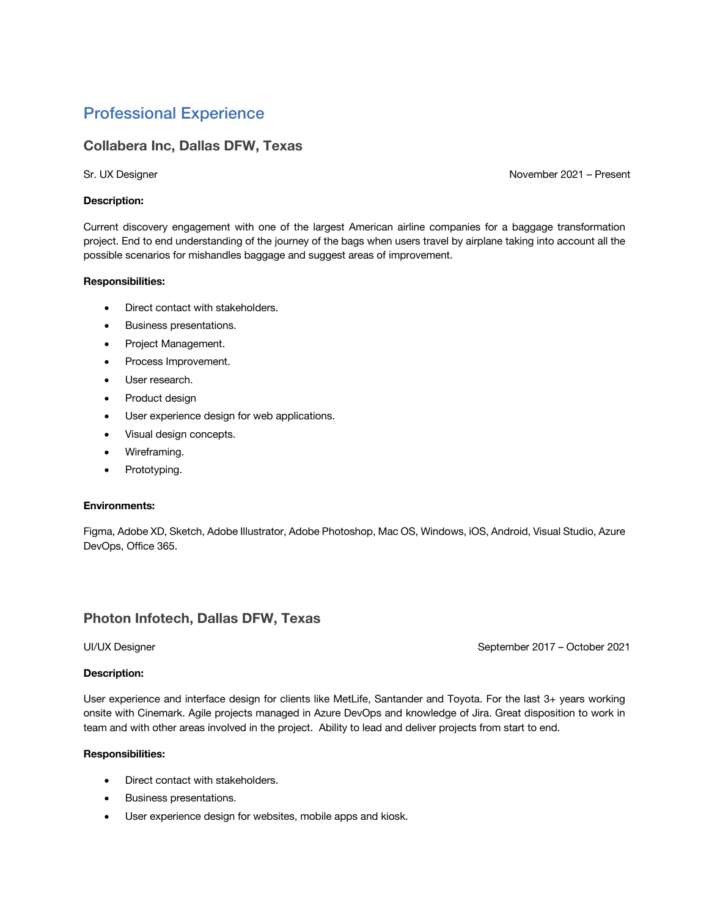## Professional Experience

### Collabera Inc, Dallas DFW, Texas

Sr. UX Designer November 2021 – Present

**Description:**

Current discovery engagement with one of the largest American airline companies for a baggage transformation project. End to end understanding of the journey of the bags when users travel by airplane taking into account all the possible scenarios for mishandles baggage and suggest areas of improvement.

**Responsibilities:**

- Direct contact with stakeholders.
- Business presentations.
- Project Management.
- Process Improvement.
- User research.
- Product design
- User experience design for web applications.
- Visual design concepts.
- Wireframing.
- Prototyping.

**Environments:**

Figma, Adobe XD, Sketch, Adobe Illustrator, Adobe Photoshop, Mac OS, Windows, iOS, Android, Visual Studio, Azure DevOps, Office 365.

### Photon Infotech, Dallas DFW, Texas

UI/UX Designer September 2017 – October 2021

**Description:**

User experience and interface design for clients like MetLife, Santander and Toyota. For the last 3+ years working onsite with Cinemark. Agile projects managed in Azure DevOps and knowledge of Jira. Great disposition to work in team and with other areas involved in the project. Ability to lead and deliver projects from start to end.

**Responsibilities:**

- Direct contact with stakeholders.
- Business presentations.
- User experience design for websites, mobile apps and kiosk.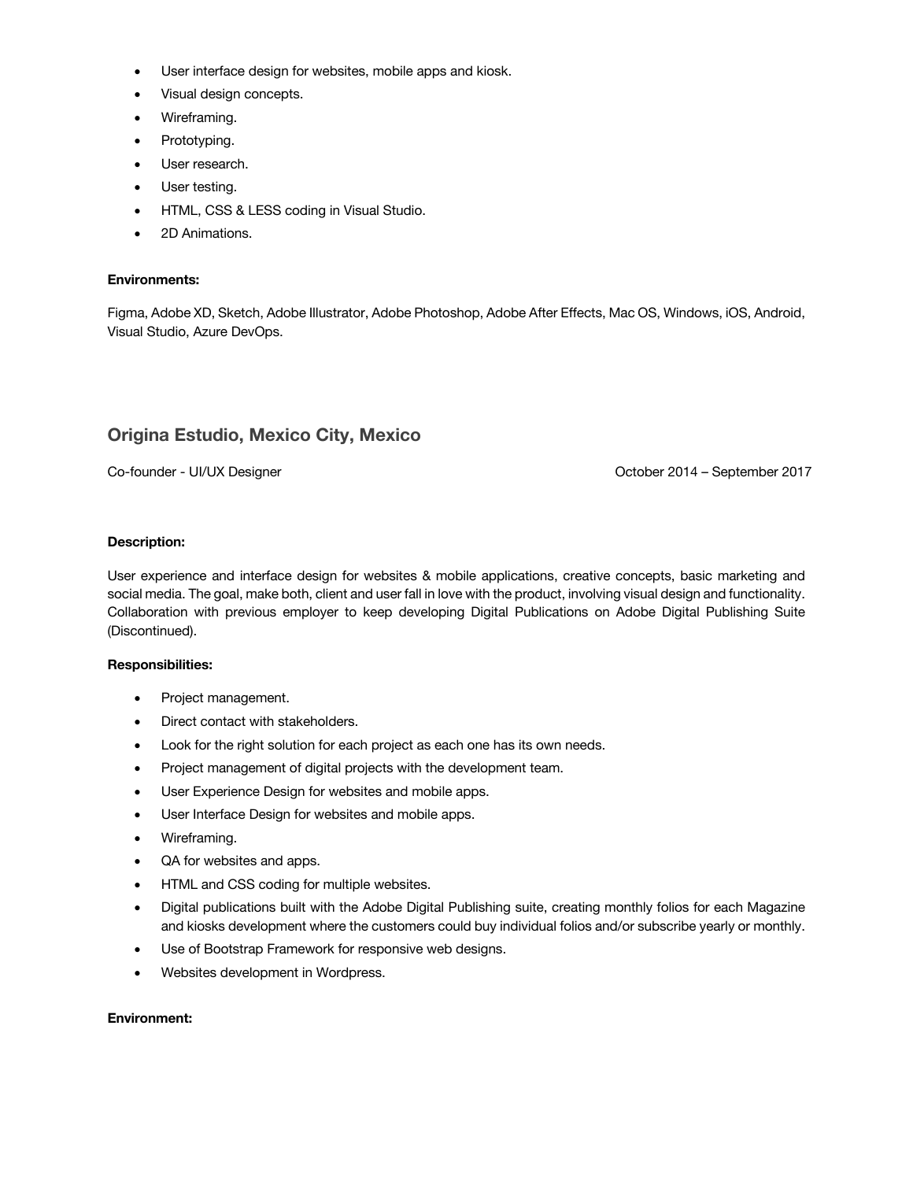- User interface design for websites, mobile apps and kiosk.
- Visual design concepts.
- Wireframing.
- Prototyping.
- User research.
- User testing.
- HTML, CSS & LESS coding in Visual Studio.
- 2D Animations.

**Environments:**

Figma, Adobe XD, Sketch, Adobe Illustrator, Adobe Photoshop, Adobe After Effects, Mac OS, Windows, iOS, Android, Visual Studio, Azure DevOps.

## Origina Estudio, Mexico City, Mexico

Co-founder - UI/UX Designer October 2014 – September 2017

**Description:**

User experience and interface design for websites & mobile applications, creative concepts, basic marketing and social media. The goal, make both, client and user fall in love with the product, involving visual design and functionality. Collaboration with previous employer to keep developing Digital Publications on Adobe Digital Publishing Suite (Discontinued).

**Responsibilities:**

- Project management.
- Direct contact with stakeholders.
- Look for the right solution for each project as each one has its own needs.
- Project management of digital projects with the development team.
- User Experience Design for websites and mobile apps.
- User Interface Design for websites and mobile apps.
- Wireframing.
- QA for websites and apps.
- HTML and CSS coding for multiple websites.
- Digital publications built with the Adobe Digital Publishing suite, creating monthly folios for each Magazine and kiosks development where the customers could buy individual folios and/or subscribe yearly or monthly.
- Use of Bootstrap Framework for responsive web designs.
- Websites development in Wordpress.

**Environment:**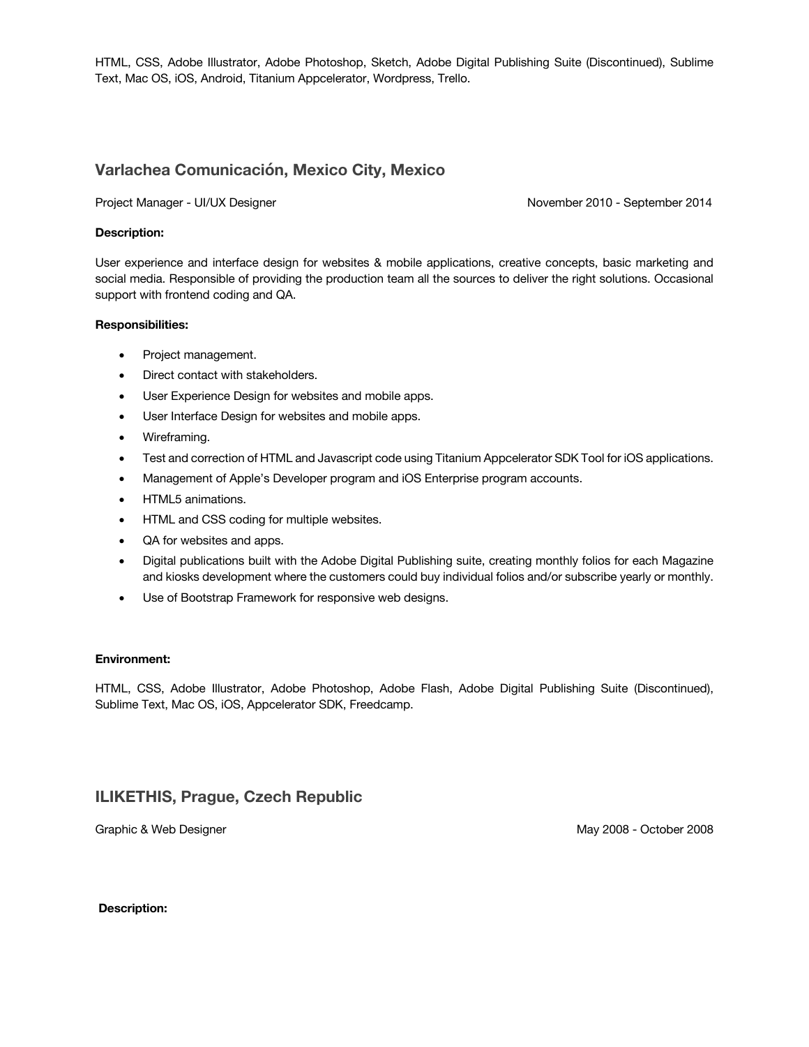HTML, CSS, Adobe Illustrator, Adobe Photoshop, Sketch, Adobe Digital Publishing Suite (Discontinued), Sublime Text, Mac OS, iOS, Android, Titanium Appcelerator, Wordpress, Trello.

## Varlachea Comunicación, Mexico City, Mexico

Project Manager - UI/UX Designer — November 2010 - September 2014

**Description:**

User experience and interface design for websites & mobile applications, creative concepts, basic marketing and social media. Responsible of providing the production team all the sources to deliver the right solutions. Occasional support with frontend coding and QA.

**Responsibilities:**

- Project management.
- Direct contact with stakeholders.
- User Experience Design for websites and mobile apps.
- User Interface Design for websites and mobile apps.
- Wireframing.
- Test and correction of HTML and Javascript code using Titanium Appcelerator SDK Tool for iOS applications.
- Management of Apple's Developer program and iOS Enterprise program accounts.
- HTML5 animations.
- HTML and CSS coding for multiple websites.
- QA for websites and apps.
- Digital publications built with the Adobe Digital Publishing suite, creating monthly folios for each Magazine and kiosks development where the customers could buy individual folios and/or subscribe yearly or monthly.
- Use of Bootstrap Framework for responsive web designs.

**Environment:**

HTML, CSS, Adobe Illustrator, Adobe Photoshop, Adobe Flash, Adobe Digital Publishing Suite (Discontinued), Sublime Text, Mac OS, iOS, Appcelerator SDK, Freedcamp.

## ILIKETHIS, Prague, Czech Republic

Graphic & Web Designer — May 2008 - October 2008

**Description:**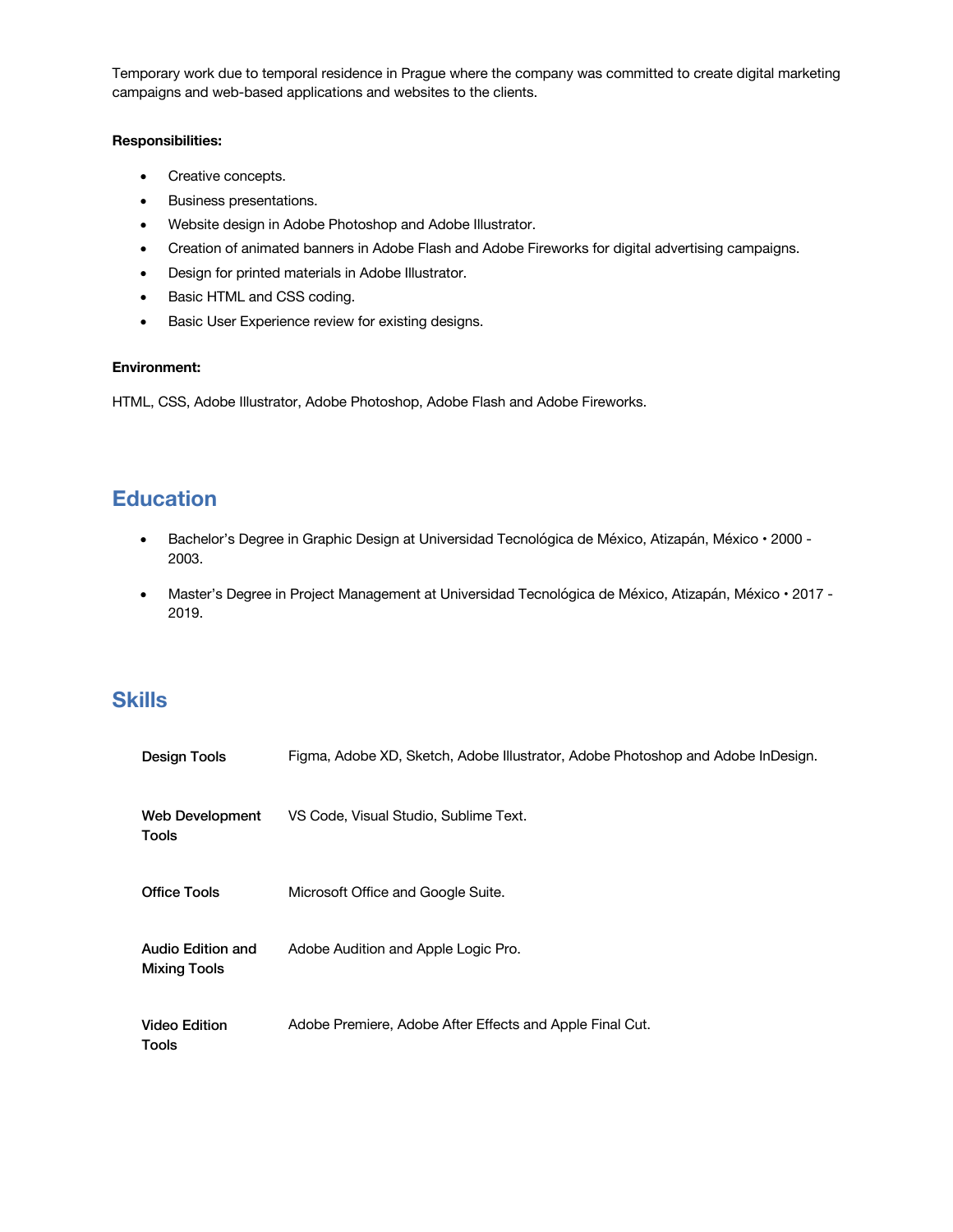Temporary work due to temporal residence in Prague where the company was committed to create digital marketing campaigns and web-based applications and websites to the clients.

**Responsibilities:**

- Creative concepts.
- Business presentations.
- Website design in Adobe Photoshop and Adobe Illustrator.
- Creation of animated banners in Adobe Flash and Adobe Fireworks for digital advertising campaigns.
- Design for printed materials in Adobe Illustrator.
- Basic HTML and CSS coding.
- Basic User Experience review for existing designs.

**Environment:**

HTML, CSS, Adobe Illustrator, Adobe Photoshop, Adobe Flash and Adobe Fireworks.

## Education

- Bachelor's Degree in Graphic Design at Universidad Tecnológica de México, Atizapán, México • 2000 - 2003.
- Master's Degree in Project Management at Universidad Tecnológica de México, Atizapán, México • 2017 - 2019.

## Skills

| | |
|---|---|
| Design Tools | Figma, Adobe XD, Sketch, Adobe Illustrator, Adobe Photoshop and Adobe InDesign. |
| Web Development Tools | VS Code, Visual Studio, Sublime Text. |
| Office Tools | Microsoft Office and Google Suite. |
| Audio Edition and Mixing Tools | Adobe Audition and Apple Logic Pro. |
| Video Edition Tools | Adobe Premiere, Adobe After Effects and Apple Final Cut. |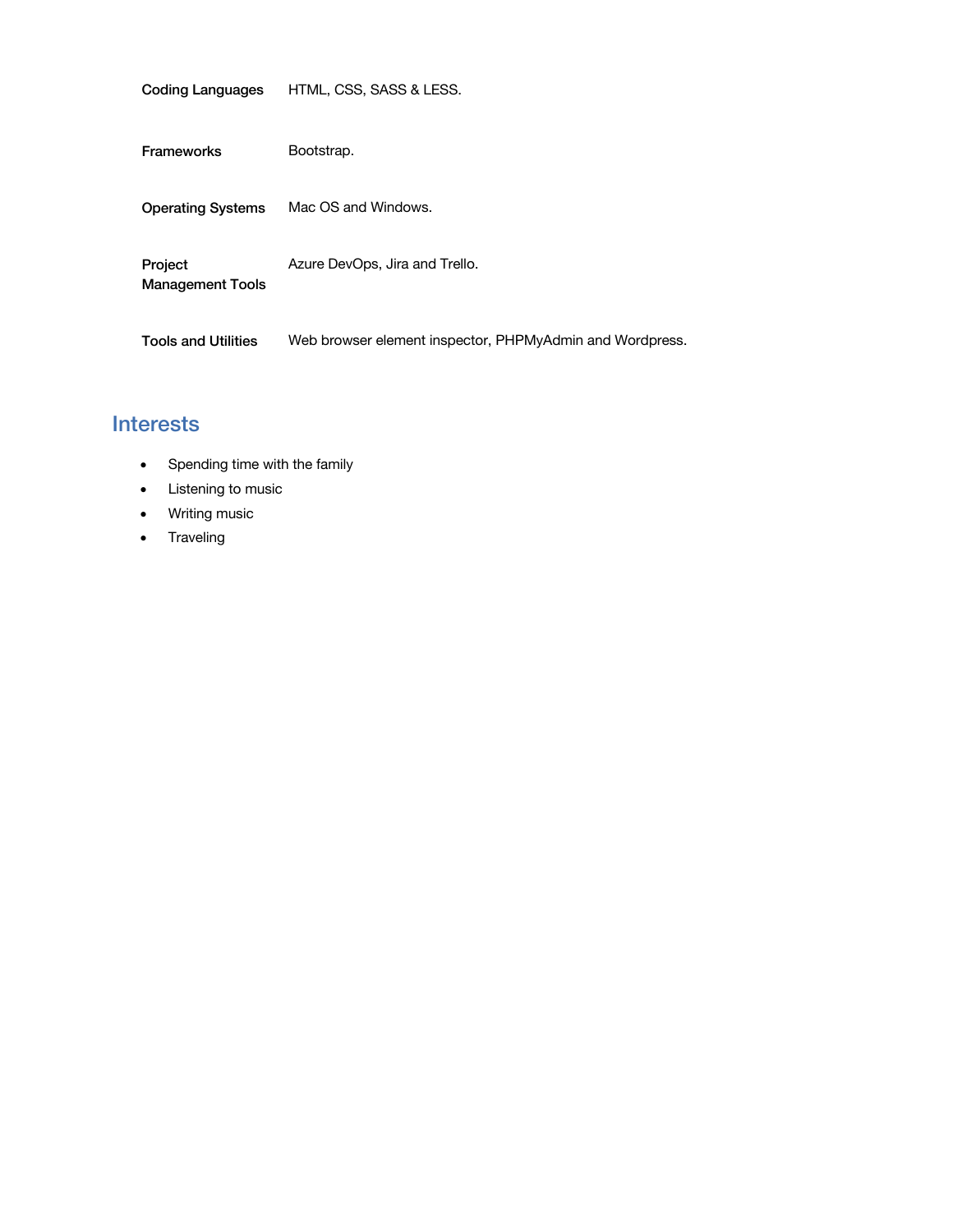| | |
|---|---|
| **Coding Languages** | HTML, CSS, SASS & LESS. |
| **Frameworks** | Bootstrap. |
| **Operating Systems** | Mac OS and Windows. |
| **Project Management Tools** | Azure DevOps, Jira and Trello. |
| **Tools and Utilities** | Web browser element inspector, PHPMyAdmin and Wordpress. |

## Interests

- Spending time with the family
- Listening to music
- Writing music
- Traveling